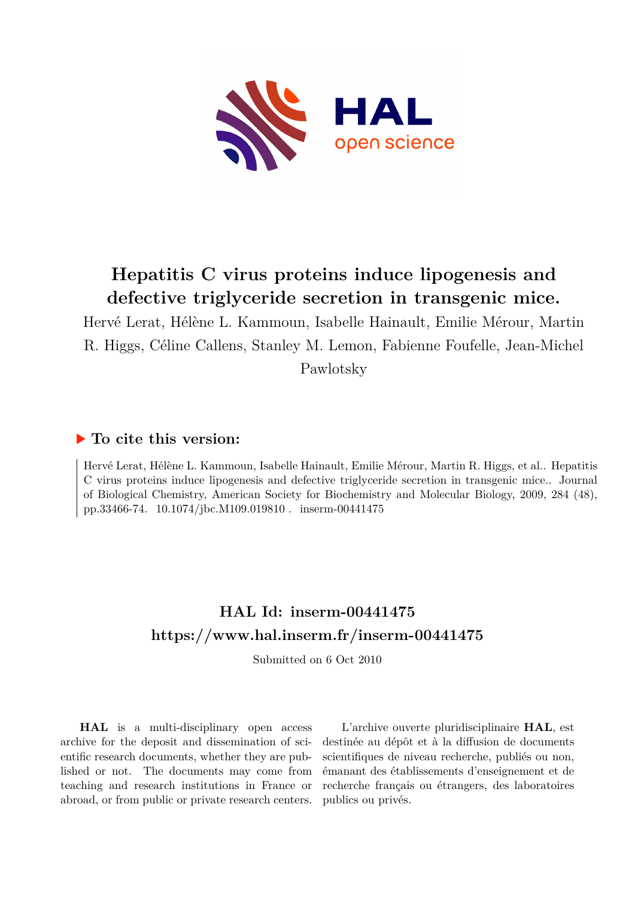# Hepatitis C virus proteins induce lipogenesis and defective triglyceride secretion in transgenic mice.

Hervé Lerat, Hélène L. Kammoun, Isabelle Hainault, Emilie Mérour, Martin R. Higgs, Céline Callens, Stanley M. Lemon, Fabienne Foufelle, Jean-Michel Pawlotsky

## ▶ To cite this version:

Hervé Lerat, Hélène L. Kammoun, Isabelle Hainault, Emilie Mérour, Martin R. Higgs, et al.. Hepatitis C virus proteins induce lipogenesis and defective triglyceride secretion in transgenic mice.. Journal of Biological Chemistry, American Society for Biochemistry and Molecular Biology, 2009, 284 (48), pp.33466-74. 10.1074/jbc.M109.019810 . inserm-00441475

## HAL Id: inserm-00441475
## https://www.hal.inserm.fr/inserm-00441475

Submitted on 6 Oct 2010

**HAL** is a multi-disciplinary open access archive for the deposit and dissemination of scientific research documents, whether they are published or not. The documents may come from teaching and research institutions in France or abroad, or from public or private research centers.

L'archive ouverte pluridisciplinaire **HAL**, est destinée au dépôt et à la diffusion de documents scientifiques de niveau recherche, publiés ou non, émanant des établissements d'enseignement et de recherche français ou étrangers, des laboratoires publics ou privés.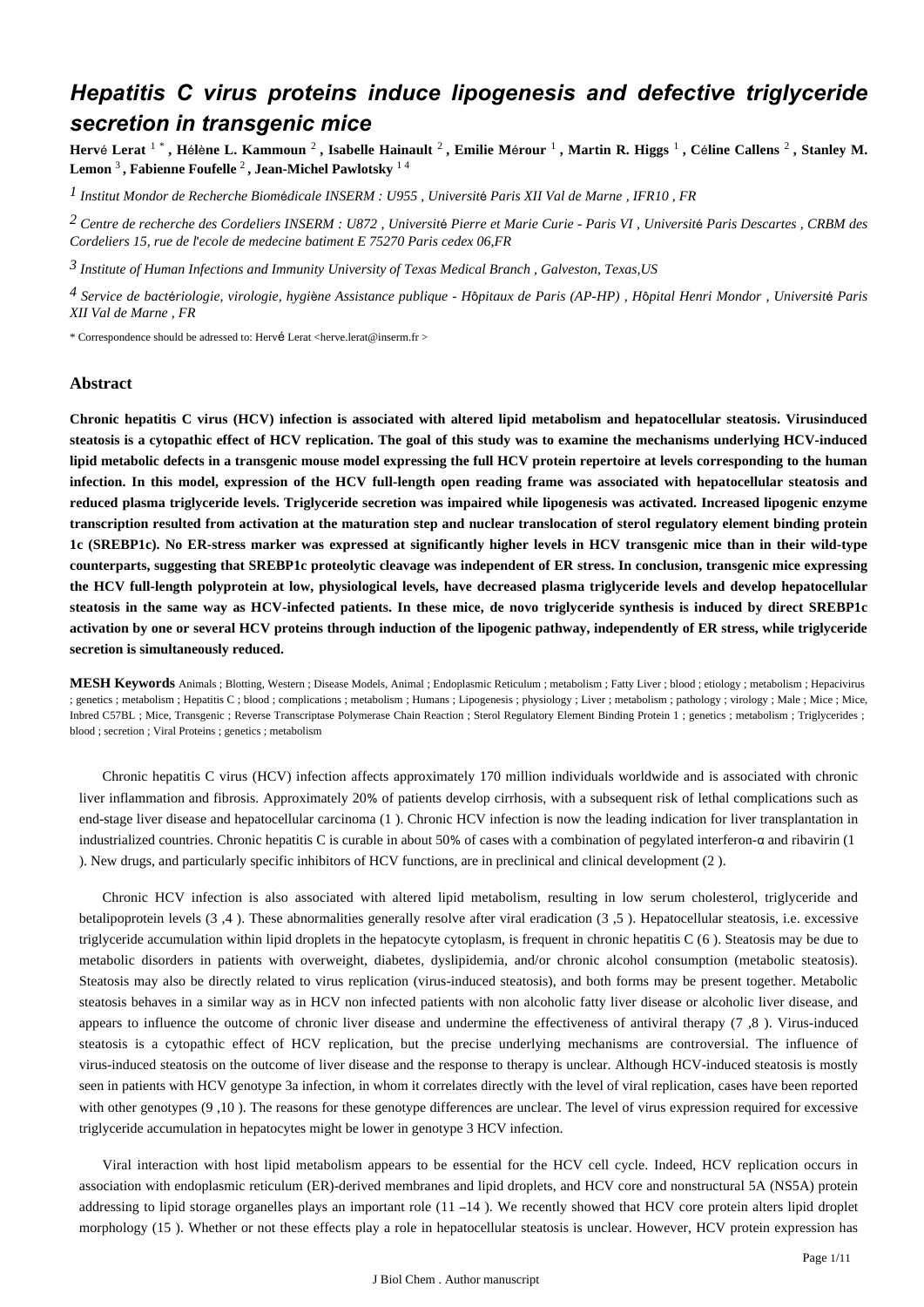# Hepatitis C virus proteins induce lipogenesis and defective triglyceride secretion in transgenic mice

**Hervé Lerat** [1 *] **, Hélène L. Kammoun** [2] **, Isabelle Hainault** [2] **, Emilie Mérour** [1] **, Martin R. Higgs** [1] **, Céline Callens** [2] **, Stanley M. Lemon** [3] **, Fabienne Foufelle** [2] **, Jean-Michel Pawlotsky** [1 4]

[1] *Institut Mondor de Recherche Biomédicale INSERM : U955 , Université Paris XII Val de Marne , IFR10 , FR*

[2] *Centre de recherche des Cordeliers INSERM : U872 , Université Pierre et Marie Curie - Paris VI , Université Paris Descartes , CRBM des Cordeliers 15, rue de l'ecole de medecine batiment E 75270 Paris cedex 06,FR*

[3] *Institute of Human Infections and Immunity University of Texas Medical Branch , Galveston, Texas,US*

[4] *Service de bactériologie, virologie, hygiène Assistance publique - Hôpitaux de Paris (AP-HP) , Hôpital Henri Mondor , Université Paris XII Val de Marne , FR*

\* Correspondence should be adressed to: Hervé Lerat <herve.lerat@inserm.fr >

## Abstract

**Chronic hepatitis C virus (HCV) infection is associated with altered lipid metabolism and hepatocellular steatosis. Virusinduced steatosis is a cytopathic effect of HCV replication. The goal of this study was to examine the mechanisms underlying HCV-induced lipid metabolic defects in a transgenic mouse model expressing the full HCV protein repertoire at levels corresponding to the human infection. In this model, expression of the HCV full-length open reading frame was associated with hepatocellular steatosis and reduced plasma triglyceride levels. Triglyceride secretion was impaired while lipogenesis was activated. Increased lipogenic enzyme transcription resulted from activation at the maturation step and nuclear translocation of sterol regulatory element binding protein 1c (SREBP1c). No ER-stress marker was expressed at significantly higher levels in HCV transgenic mice than in their wild-type counterparts, suggesting that SREBP1c proteolytic cleavage was independent of ER stress. In conclusion, transgenic mice expressing the HCV full-length polyprotein at low, physiological levels, have decreased plasma triglyceride levels and develop hepatocellular steatosis in the same way as HCV-infected patients. In these mice, de novo triglyceride synthesis is induced by direct SREBP1c activation by one or several HCV proteins through induction of the lipogenic pathway, independently of ER stress, while triglyceride secretion is simultaneously reduced.**

**MESH Keywords** Animals ; Blotting, Western ; Disease Models, Animal ; Endoplasmic Reticulum ; metabolism ; Fatty Liver ; blood ; etiology ; metabolism ; Hepacivirus ; genetics ; metabolism ; Hepatitis C ; blood ; complications ; metabolism ; Humans ; Lipogenesis ; physiology ; Liver ; metabolism ; pathology ; virology ; Male ; Mice ; Mice, Inbred C57BL ; Mice, Transgenic ; Reverse Transcriptase Polymerase Chain Reaction ; Sterol Regulatory Element Binding Protein 1 ; genetics ; metabolism ; Triglycerides ; blood ; secretion ; Viral Proteins ; genetics ; metabolism

Chronic hepatitis C virus (HCV) infection affects approximately 170 million individuals worldwide and is associated with chronic liver inflammation and fibrosis. Approximately 20% of patients develop cirrhosis, with a subsequent risk of lethal complications such as end-stage liver disease and hepatocellular carcinoma (1 ). Chronic HCV infection is now the leading indication for liver transplantation in industrialized countries. Chronic hepatitis C is curable in about 50% of cases with a combination of pegylated interferon-α and ribavirin (1 ). New drugs, and particularly specific inhibitors of HCV functions, are in preclinical and clinical development (2 ).

Chronic HCV infection is also associated with altered lipid metabolism, resulting in low serum cholesterol, triglyceride and betalipoprotein levels (3 ,4 ). These abnormalities generally resolve after viral eradication (3 ,5 ). Hepatocellular steatosis, i.e. excessive triglyceride accumulation within lipid droplets in the hepatocyte cytoplasm, is frequent in chronic hepatitis C (6 ). Steatosis may be due to metabolic disorders in patients with overweight, diabetes, dyslipidemia, and/or chronic alcohol consumption (metabolic steatosis). Steatosis may also be directly related to virus replication (virus-induced steatosis), and both forms may be present together. Metabolic steatosis behaves in a similar way as in HCV non infected patients with non alcoholic fatty liver disease or alcoholic liver disease, and appears to influence the outcome of chronic liver disease and undermine the effectiveness of antiviral therapy (7 ,8 ). Virus-induced steatosis is a cytopathic effect of HCV replication, but the precise underlying mechanisms are controversial. The influence of virus-induced steatosis on the outcome of liver disease and the response to therapy is unclear. Although HCV-induced steatosis is mostly seen in patients with HCV genotype 3a infection, in whom it correlates directly with the level of viral replication, cases have been reported with other genotypes (9 ,10 ). The reasons for these genotype differences are unclear. The level of virus expression required for excessive triglyceride accumulation in hepatocytes might be lower in genotype 3 HCV infection.

Viral interaction with host lipid metabolism appears to be essential for the HCV cell cycle. Indeed, HCV replication occurs in association with endoplasmic reticulum (ER)-derived membranes and lipid droplets, and HCV core and nonstructural 5A (NS5A) protein addressing to lipid storage organelles plays an important role (11 –14 ). We recently showed that HCV core protein alters lipid droplet morphology (15 ). Whether or not these effects play a role in hepatocellular steatosis is unclear. However, HCV protein expression has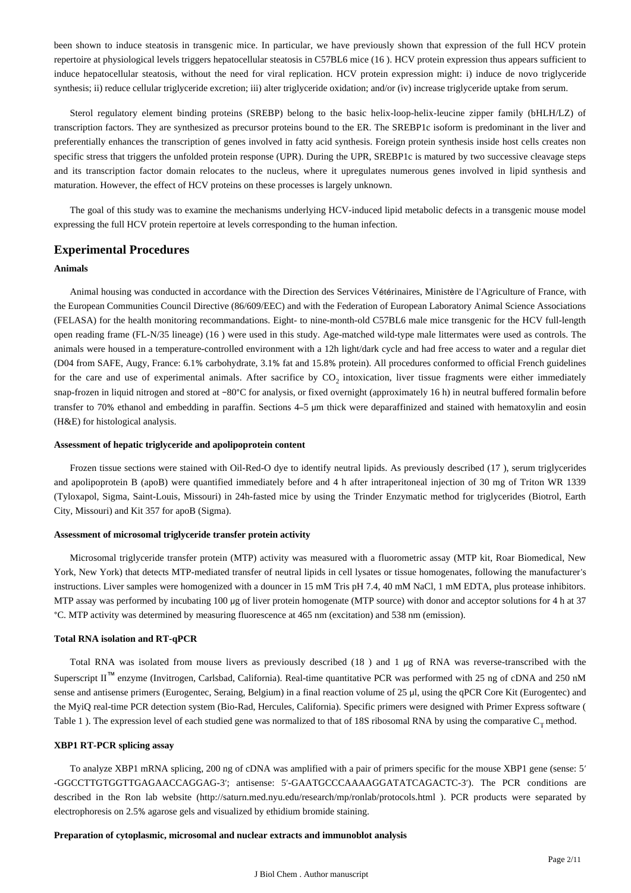been shown to induce steatosis in transgenic mice. In particular, we have previously shown that expression of the full HCV protein repertoire at physiological levels triggers hepatocellular steatosis in C57BL6 mice (16 ). HCV protein expression thus appears sufficient to induce hepatocellular steatosis, without the need for viral replication. HCV protein expression might: i) induce de novo triglyceride synthesis; ii) reduce cellular triglyceride excretion; iii) alter triglyceride oxidation; and/or (iv) increase triglyceride uptake from serum.

Sterol regulatory element binding proteins (SREBP) belong to the basic helix-loop-helix-leucine zipper family (bHLH/LZ) of transcription factors. They are synthesized as precursor proteins bound to the ER. The SREBP1c isoform is predominant in the liver and preferentially enhances the transcription of genes involved in fatty acid synthesis. Foreign protein synthesis inside host cells creates non specific stress that triggers the unfolded protein response (UPR). During the UPR, SREBP1c is matured by two successive cleavage steps and its transcription factor domain relocates to the nucleus, where it upregulates numerous genes involved in lipid synthesis and maturation. However, the effect of HCV proteins on these processes is largely unknown.

The goal of this study was to examine the mechanisms underlying HCV-induced lipid metabolic defects in a transgenic mouse model expressing the full HCV protein repertoire at levels corresponding to the human infection.

## Experimental Procedures

### Animals

Animal housing was conducted in accordance with the Direction des Services Vétérinaires, Ministère de l'Agriculture of France, with the European Communities Council Directive (86/609/EEC) and with the Federation of European Laboratory Animal Science Associations (FELASA) for the health monitoring recommandations. Eight- to nine-month-old C57BL6 male mice transgenic for the HCV full-length open reading frame (FL-N/35 lineage) (16 ) were used in this study. Age-matched wild-type male littermates were used as controls. The animals were housed in a temperature-controlled environment with a 12h light/dark cycle and had free access to water and a regular diet (D04 from SAFE, Augy, France: 6.1% carbohydrate, 3.1% fat and 15.8% protein). All procedures conformed to official French guidelines for the care and use of experimental animals. After sacrifice by $CO_2$ intoxication, liver tissue fragments were either immediately snap-frozen in liquid nitrogen and stored at −80°C for analysis, or fixed overnight (approximately 16 h) in neutral buffered formalin before transfer to 70% ethanol and embedding in paraffin. Sections 4–5 μm thick were deparaffinized and stained with hematoxylin and eosin (H&E) for histological analysis.

### Assessment of hepatic triglyceride and apolipoprotein content

Frozen tissue sections were stained with Oil-Red-O dye to identify neutral lipids. As previously described (17 ), serum triglycerides and apolipoprotein B (apoB) were quantified immediately before and 4 h after intraperitoneal injection of 30 mg of Triton WR 1339 (Tyloxapol, Sigma, Saint-Louis, Missouri) in 24h-fasted mice by using the Trinder Enzymatic method for triglycerides (Biotrol, Earth City, Missouri) and Kit 357 for apoB (Sigma).

### Assessment of microsomal triglyceride transfer protein activity

Microsomal triglyceride transfer protein (MTP) activity was measured with a fluorometric assay (MTP kit, Roar Biomedical, New York, New York) that detects MTP-mediated transfer of neutral lipids in cell lysates or tissue homogenates, following the manufacturer's instructions. Liver samples were homogenized with a douncer in 15 mM Tris pH 7.4, 40 mM NaCl, 1 mM EDTA, plus protease inhibitors. MTP assay was performed by incubating 100 μg of liver protein homogenate (MTP source) with donor and acceptor solutions for 4 h at 37 °C. MTP activity was determined by measuring fluorescence at 465 nm (excitation) and 538 nm (emission).

### Total RNA isolation and RT-qPCR

Total RNA was isolated from mouse livers as previously described (18 ) and 1 μg of RNA was reverse-transcribed with the Superscript II™ enzyme (Invitrogen, Carlsbad, California). Real-time quantitative PCR was performed with 25 ng of cDNA and 250 nM sense and antisense primers (Eurogentec, Seraing, Belgium) in a final reaction volume of 25 μl, using the qPCR Core Kit (Eurogentec) and the MyiQ real-time PCR detection system (Bio-Rad, Hercules, California). Specific primers were designed with Primer Express software ( Table 1 ). The expression level of each studied gene was normalized to that of 18S ribosomal RNA by using the comparative $C_T$ method.

### XBP1 RT-PCR splicing assay

To analyze XBP1 mRNA splicing, 200 ng of cDNA was amplified with a pair of primers specific for the mouse XBP1 gene (sense: 5′ -GGCCTTGTGGTTGAGAACCAGGAG-3′; antisense: 5′-GAATGCCCAAAAGGATATCAGACTC-3′). The PCR conditions are described in the Ron lab website (http://saturn.med.nyu.edu/research/mp/ronlab/protocols.html ). PCR products were separated by electrophoresis on 2.5% agarose gels and visualized by ethidium bromide staining.

### Preparation of cytoplasmic, microsomal and nuclear extracts and immunoblot analysis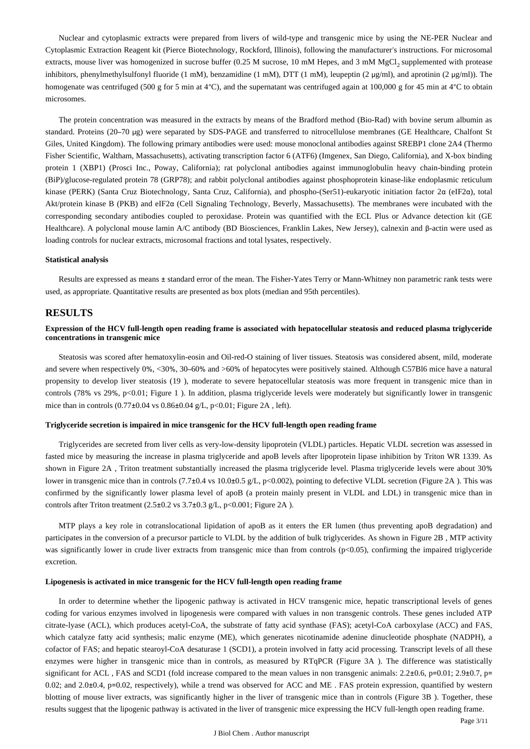Nuclear and cytoplasmic extracts were prepared from livers of wild-type and transgenic mice by using the NE-PER Nuclear and Cytoplasmic Extraction Reagent kit (Pierce Biotechnology, Rockford, Illinois), following the manufacturer's instructions. For microsomal extracts, mouse liver was homogenized in sucrose buffer (0.25 M sucrose, 10 mM Hepes, and 3 mM $MgCl_2$ supplemented with protease inhibitors, phenylmethylsulfonyl fluoride (1 mM), benzamidine (1 mM), DTT (1 mM), leupeptin (2 μg/ml), and aprotinin (2 μg/ml)). The homogenate was centrifuged (500 g for 5 min at 4°C), and the supernatant was centrifuged again at 100,000 g for 45 min at 4°C to obtain microsomes.

The protein concentration was measured in the extracts by means of the Bradford method (Bio-Rad) with bovine serum albumin as standard. Proteins (20–70 μg) were separated by SDS-PAGE and transferred to nitrocellulose membranes (GE Healthcare, Chalfont St Giles, United Kingdom). The following primary antibodies were used: mouse monoclonal antibodies against SREBP1 clone 2A4 (Thermo Fisher Scientific, Waltham, Massachusetts), activating transcription factor 6 (ATF6) (Imgenex, San Diego, California), and X-box binding protein 1 (XBP1) (Prosci Inc., Poway, California); rat polyclonal antibodies against immunoglobulin heavy chain-binding protein (BiP)/glucose-regulated protein 78 (GRP78); and rabbit polyclonal antibodies against phosphoprotein kinase-like endoplasmic reticulum kinase (PERK) (Santa Cruz Biotechnology, Santa Cruz, California), and phospho-(Ser51)-eukaryotic initiation factor 2α (eIF2α), total Akt/protein kinase B (PKB) and eIF2α (Cell Signaling Technology, Beverly, Massachusetts). The membranes were incubated with the corresponding secondary antibodies coupled to peroxidase. Protein was quantified with the ECL Plus or Advance detection kit (GE Healthcare). A polyclonal mouse lamin A/C antibody (BD Biosciences, Franklin Lakes, New Jersey), calnexin and β-actin were used as loading controls for nuclear extracts, microsomal fractions and total lysates, respectively.

#### Statistical analysis

Results are expressed as means ± standard error of the mean. The Fisher-Yates Terry or Mann-Whitney non parametric rank tests were used, as appropriate. Quantitative results are presented as box plots (median and 95th percentiles).

## RESULTS

#### Expression of the HCV full-length open reading frame is associated with hepatocellular steatosis and reduced plasma triglyceride concentrations in transgenic mice

Steatosis was scored after hematoxylin-eosin and Oil-red-O staining of liver tissues. Steatosis was considered absent, mild, moderate and severe when respectively 0%, <30%, 30–60% and >60% of hepatocytes were positively stained. Although C57Bl6 mice have a natural propensity to develop liver steatosis (19 ), moderate to severe hepatocellular steatosis was more frequent in transgenic mice than in controls (78% vs 29%, $p<0.01$; Figure 1 ). In addition, plasma triglyceride levels were moderately but significantly lower in transgenic mice than in controls (0.77±0.04 vs 0.86±0.04 g/L, $p<0.01$; Figure 2A , left).

#### Triglyceride secretion is impaired in mice transgenic for the HCV full-length open reading frame

Triglycerides are secreted from liver cells as very-low-density lipoprotein (VLDL) particles. Hepatic VLDL secretion was assessed in fasted mice by measuring the increase in plasma triglyceride and apoB levels after lipoprotein lipase inhibition by Triton WR 1339. As shown in Figure 2A , Triton treatment substantially increased the plasma triglyceride level. Plasma triglyceride levels were about 30% lower in transgenic mice than in controls (7.7±0.4 vs 10.0±0.5 g/L, $p<0.002$), pointing to defective VLDL secretion (Figure 2A ). This was confirmed by the significantly lower plasma level of apoB (a protein mainly present in VLDL and LDL) in transgenic mice than in controls after Triton treatment (2.5±0.2 vs 3.7±0.3 g/L, $p<0.001$; Figure 2A ).

MTP plays a key role in cotranslocational lipidation of apoB as it enters the ER lumen (thus preventing apoB degradation) and participates in the conversion of a precursor particle to VLDL by the addition of bulk triglycerides. As shown in Figure 2B , MTP activity was significantly lower in crude liver extracts from transgenic mice than from controls ($p<0.05$), confirming the impaired triglyceride excretion.

#### Lipogenesis is activated in mice transgenic for the HCV full-length open reading frame

In order to determine whether the lipogenic pathway is activated in HCV transgenic mice, hepatic transcriptional levels of genes coding for various enzymes involved in lipogenesis were compared with values in non transgenic controls. These genes included ATP citrate-lyase (ACL), which produces acetyl-CoA, the substrate of fatty acid synthase (FAS); acetyl-CoA carboxylase (ACC) and FAS, which catalyze fatty acid synthesis; malic enzyme (ME), which generates nicotinamide adenine dinucleotide phosphate (NADPH), a cofactor of FAS; and hepatic stearoyl-CoA desaturase 1 (SCD1), a protein involved in fatty acid processing. Transcript levels of all these enzymes were higher in transgenic mice than in controls, as measured by RTqPCR (Figure 3A ). The difference was statistically significant for *ACL* , *FAS* and *SCD1* (fold increase compared to the mean values in non transgenic animals: 2.2±0.6, $p=0.01$; 2.9±0.7, $p=0.02$; and 2.0±0.4, $p=0.02$, respectively), while a trend was observed for *ACC* and *ME* . FAS protein expression, quantified by western blotting of mouse liver extracts, was significantly higher in the liver of transgenic mice than in controls (Figure 3B ). Together, these results suggest that the lipogenic pathway is activated in the liver of transgenic mice expressing the HCV full-length open reading frame.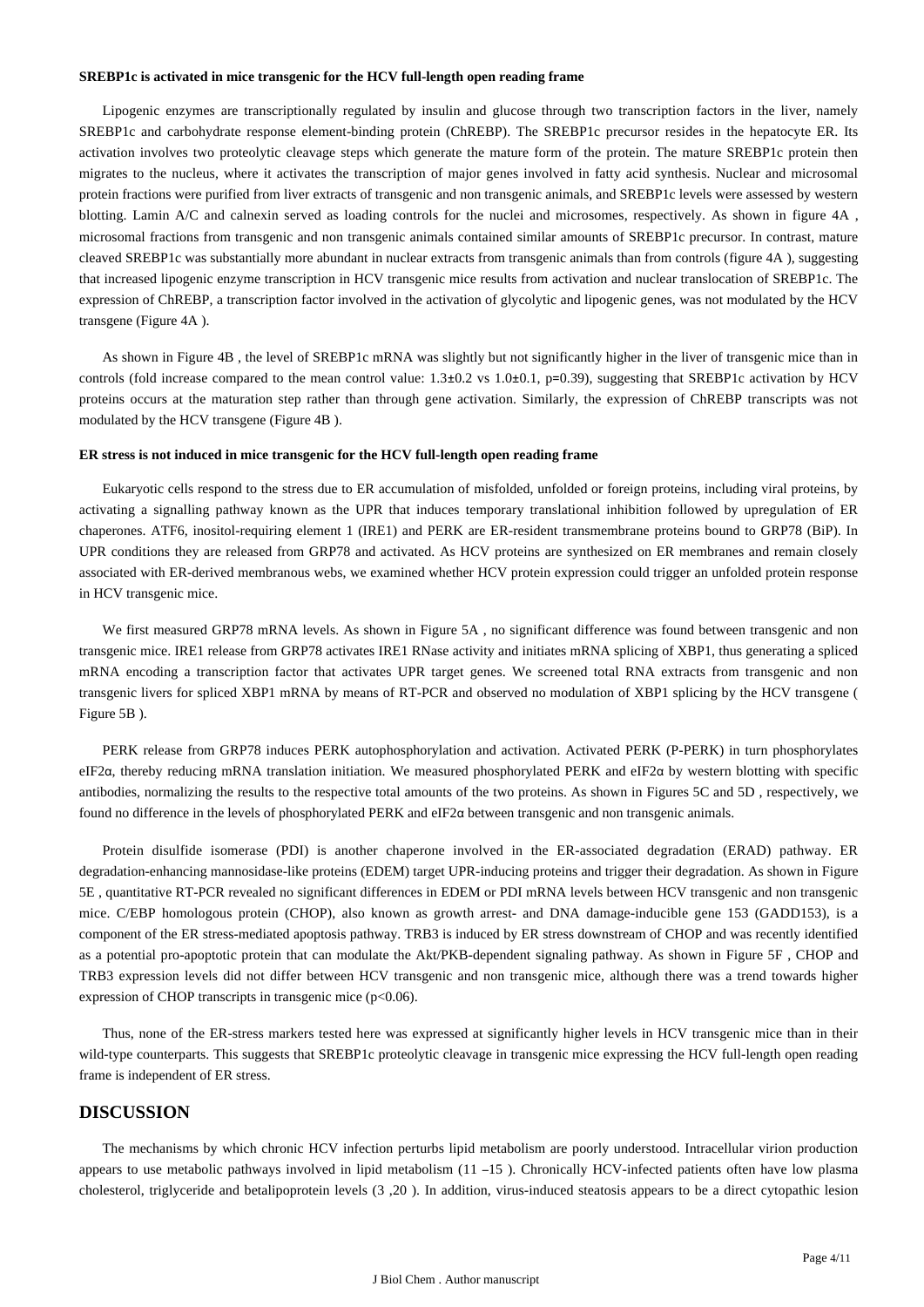#### SREBP1c is activated in mice transgenic for the HCV full-length open reading frame

Lipogenic enzymes are transcriptionally regulated by insulin and glucose through two transcription factors in the liver, namely SREBP1c and carbohydrate response element-binding protein (ChREBP). The SREBP1c precursor resides in the hepatocyte ER. Its activation involves two proteolytic cleavage steps which generate the mature form of the protein. The mature SREBP1c protein then migrates to the nucleus, where it activates the transcription of major genes involved in fatty acid synthesis. Nuclear and microsomal protein fractions were purified from liver extracts of transgenic and non transgenic animals, and SREBP1c levels were assessed by western blotting. Lamin A/C and calnexin served as loading controls for the nuclei and microsomes, respectively. As shown in figure 4A , microsomal fractions from transgenic and non transgenic animals contained similar amounts of SREBP1c precursor. In contrast, mature cleaved SREBP1c was substantially more abundant in nuclear extracts from transgenic animals than from controls (figure 4A ), suggesting that increased lipogenic enzyme transcription in HCV transgenic mice results from activation and nuclear translocation of SREBP1c. The expression of ChREBP, a transcription factor involved in the activation of glycolytic and lipogenic genes, was not modulated by the HCV transgene (Figure 4A ).

As shown in Figure 4B , the level of SREBP1c mRNA was slightly but not significantly higher in the liver of transgenic mice than in controls (fold increase compared to the mean control value: $1.3 \pm 0.2$ vs $1.0 \pm 0.1$, $p=0.39$), suggesting that SREBP1c activation by HCV proteins occurs at the maturation step rather than through gene activation. Similarly, the expression of ChREBP transcripts was not modulated by the HCV transgene (Figure 4B ).

#### ER stress is not induced in mice transgenic for the HCV full-length open reading frame

Eukaryotic cells respond to the stress due to ER accumulation of misfolded, unfolded or foreign proteins, including viral proteins, by activating a signalling pathway known as the UPR that induces temporary translational inhibition followed by upregulation of ER chaperones. ATF6, inositol-requiring element 1 (IRE1) and PERK are ER-resident transmembrane proteins bound to GRP78 (BiP). In UPR conditions they are released from GRP78 and activated. As HCV proteins are synthesized on ER membranes and remain closely associated with ER-derived membranous webs, we examined whether HCV protein expression could trigger an unfolded protein response in HCV transgenic mice.

We first measured GRP78 mRNA levels. As shown in Figure 5A , no significant difference was found between transgenic and non transgenic mice. IRE1 release from GRP78 activates IRE1 RNase activity and initiates mRNA splicing of XBP1, thus generating a spliced mRNA encoding a transcription factor that activates UPR target genes. We screened total RNA extracts from transgenic and non transgenic livers for spliced XBP1 mRNA by means of RT-PCR and observed no modulation of XBP1 splicing by the HCV transgene ( Figure 5B ).

PERK release from GRP78 induces PERK autophosphorylation and activation. Activated PERK (P-PERK) in turn phosphorylates eIF2α, thereby reducing mRNA translation initiation. We measured phosphorylated PERK and eIF2α by western blotting with specific antibodies, normalizing the results to the respective total amounts of the two proteins. As shown in Figures 5C and 5D , respectively, we found no difference in the levels of phosphorylated PERK and eIF2α between transgenic and non transgenic animals.

Protein disulfide isomerase (PDI) is another chaperone involved in the ER-associated degradation (ERAD) pathway. ER degradation-enhancing mannosidase-like proteins (EDEM) target UPR-inducing proteins and trigger their degradation. As shown in Figure 5E , quantitative RT-PCR revealed no significant differences in EDEM or PDI mRNA levels between HCV transgenic and non transgenic mice. C/EBP homologous protein (CHOP), also known as growth arrest- and DNA damage-inducible gene 153 (GADD153), is a component of the ER stress-mediated apoptosis pathway. TRB3 is induced by ER stress downstream of CHOP and was recently identified as a potential pro-apoptotic protein that can modulate the Akt/PKB-dependent signaling pathway. As shown in Figure 5F , CHOP and TRB3 expression levels did not differ between HCV transgenic and non transgenic mice, although there was a trend towards higher expression of CHOP transcripts in transgenic mice ($p<0.06$).

Thus, none of the ER-stress markers tested here was expressed at significantly higher levels in HCV transgenic mice than in their wild-type counterparts. This suggests that SREBP1c proteolytic cleavage in transgenic mice expressing the HCV full-length open reading frame is independent of ER stress.

## DISCUSSION

The mechanisms by which chronic HCV infection perturbs lipid metabolism are poorly understood. Intracellular virion production appears to use metabolic pathways involved in lipid metabolism (11 –15 ). Chronically HCV-infected patients often have low plasma cholesterol, triglyceride and betalipoprotein levels (3 ,20 ). In addition, virus-induced steatosis appears to be a direct cytopathic lesion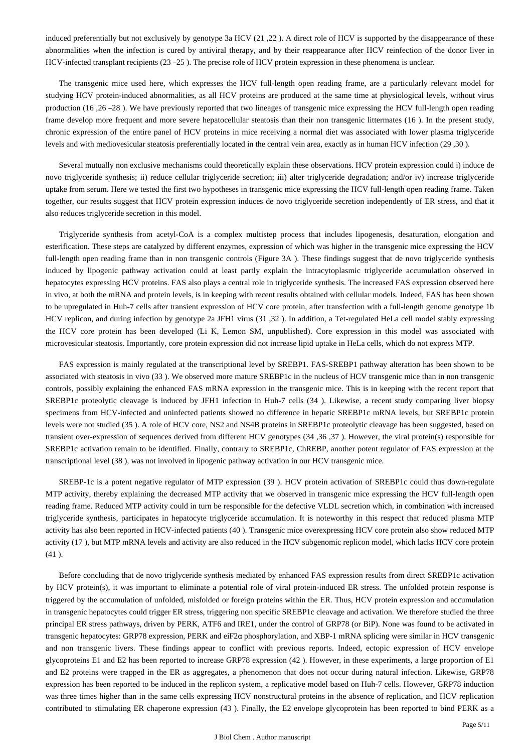induced preferentially but not exclusively by genotype 3a HCV (21 ,22 ). A direct role of HCV is supported by the disappearance of these abnormalities when the infection is cured by antiviral therapy, and by their reappearance after HCV reinfection of the donor liver in HCV-infected transplant recipients (23 –25 ). The precise role of HCV protein expression in these phenomena is unclear.

The transgenic mice used here, which expresses the HCV full-length open reading frame, are a particularly relevant model for studying HCV protein-induced abnormalities, as all HCV proteins are produced at the same time at physiological levels, without virus production (16 ,26 –28 ). We have previously reported that two lineages of transgenic mice expressing the HCV full-length open reading frame develop more frequent and more severe hepatocellular steatosis than their non transgenic littermates (16 ). In the present study, chronic expression of the entire panel of HCV proteins in mice receiving a normal diet was associated with lower plasma triglyceride levels and with mediovesicular steatosis preferentially located in the central vein area, exactly as in human HCV infection (29 ,30 ).

Several mutually non exclusive mechanisms could theoretically explain these observations. HCV protein expression could i) induce de novo triglyceride synthesis; ii) reduce cellular triglyceride secretion; iii) alter triglyceride degradation; and/or iv) increase triglyceride uptake from serum. Here we tested the first two hypotheses in transgenic mice expressing the HCV full-length open reading frame. Taken together, our results suggest that HCV protein expression induces de novo triglyceride secretion independently of ER stress, and that it also reduces triglyceride secretion in this model.

Triglyceride synthesis from acetyl-CoA is a complex multistep process that includes lipogenesis, desaturation, elongation and esterification. These steps are catalyzed by different enzymes, expression of which was higher in the transgenic mice expressing the HCV full-length open reading frame than in non transgenic controls (Figure 3A ). These findings suggest that de novo triglyceride synthesis induced by lipogenic pathway activation could at least partly explain the intracytoplasmic triglyceride accumulation observed in hepatocytes expressing HCV proteins. FAS also plays a central role in triglyceride synthesis. The increased FAS expression observed here in vivo, at both the mRNA and protein levels, is in keeping with recent results obtained with cellular models. Indeed, FAS has been shown to be upregulated in Huh-7 cells after transient expression of HCV core protein, after transfection with a full-length genome genotype 1b HCV replicon, and during infection by genotype 2a JFH1 virus (31 ,32 ). In addition, a Tet-regulated HeLa cell model stably expressing the HCV core protein has been developed (Li K, Lemon SM, unpublished). Core expression in this model was associated with microvesicular steatosis. Importantly, core protein expression did not increase lipid uptake in HeLa cells, which do not express MTP.

FAS expression is mainly regulated at the transcriptional level by SREBP1. FAS-SREBP1 pathway alteration has been shown to be associated with steatosis in vivo (33 ). We observed more mature SREBP1c in the nucleus of HCV transgenic mice than in non transgenic controls, possibly explaining the enhanced FAS mRNA expression in the transgenic mice. This is in keeping with the recent report that SREBP1c proteolytic cleavage is induced by JFH1 infection in Huh-7 cells (34 ). Likewise, a recent study comparing liver biopsy specimens from HCV-infected and uninfected patients showed no difference in hepatic SREBP1c mRNA levels, but SREBP1c protein levels were not studied (35 ). A role of HCV core, NS2 and NS4B proteins in SREBP1c proteolytic cleavage has been suggested, based on transient over-expression of sequences derived from different HCV genotypes (34 ,36 ,37 ). However, the viral protein(s) responsible for SREBP1c activation remain to be identified. Finally, contrary to SREBP1c, ChREBP, another potent regulator of FAS expression at the transcriptional level (38 ), was not involved in lipogenic pathway activation in our HCV transgenic mice.

SREBP-1c is a potent negative regulator of MTP expression (39 ). HCV protein activation of SREBP1c could thus down-regulate MTP activity, thereby explaining the decreased MTP activity that we observed in transgenic mice expressing the HCV full-length open reading frame. Reduced MTP activity could in turn be responsible for the defective VLDL secretion which, in combination with increased triglyceride synthesis, participates in hepatocyte triglyceride accumulation. It is noteworthy in this respect that reduced plasma MTP activity has also been reported in HCV-infected patients (40 ). Transgenic mice overexpressing HCV core protein also show reduced MTP activity (17 ), but MTP mRNA levels and activity are also reduced in the HCV subgenomic replicon model, which lacks HCV core protein (41 ).

Before concluding that de novo triglyceride synthesis mediated by enhanced FAS expression results from direct SREBP1c activation by HCV protein(s), it was important to eliminate a potential role of viral protein-induced ER stress. The unfolded protein response is triggered by the accumulation of unfolded, misfolded or foreign proteins within the ER. Thus, HCV protein expression and accumulation in transgenic hepatocytes could trigger ER stress, triggering non specific SREBP1c cleavage and activation. We therefore studied the three principal ER stress pathways, driven by PERK, ATF6 and IRE1, under the control of GRP78 (or BiP). None was found to be activated in transgenic hepatocytes: GRP78 expression, PERK and eiF2α phosphorylation, and XBP-1 mRNA splicing were similar in HCV transgenic and non transgenic livers. These findings appear to conflict with previous reports. Indeed, ectopic expression of HCV envelope glycoproteins E1 and E2 has been reported to increase GRP78 expression (42 ). However, in these experiments, a large proportion of E1 and E2 proteins were trapped in the ER as aggregates, a phenomenon that does not occur during natural infection. Likewise, GRP78 expression has been reported to be induced in the replicon system, a replicative model based on Huh-7 cells. However, GRP78 induction was three times higher than in the same cells expressing HCV nonstructural proteins in the absence of replication, and HCV replication contributed to stimulating ER chaperone expression (43 ). Finally, the E2 envelope glycoprotein has been reported to bind PERK as a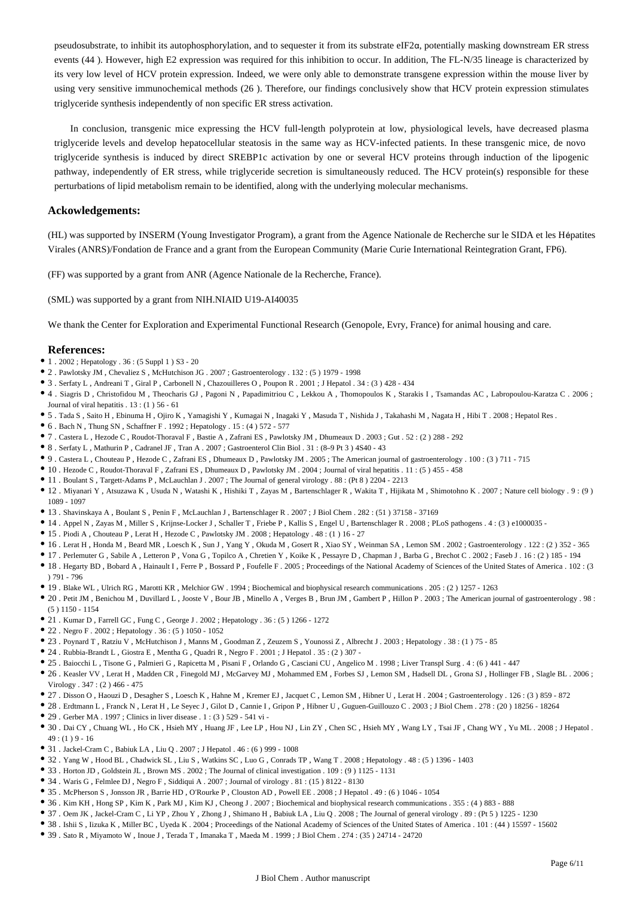pseudosubstrate, to inhibit its autophosphorylation, and to sequester it from its substrate eIF2α, potentially masking downstream ER stress events (44 ). However, high E2 expression was required for this inhibition to occur. In addition, The FL-N/35 lineage is characterized by its very low level of HCV protein expression. Indeed, we were only able to demonstrate transgene expression within the mouse liver by using very sensitive immunochemical methods (26 ). Therefore, our findings conclusively show that HCV protein expression stimulates triglyceride synthesis independently of non specific ER stress activation.

In conclusion, transgenic mice expressing the HCV full-length polyprotein at low, physiological levels, have decreased plasma triglyceride levels and develop hepatocellular steatosis in the same way as HCV-infected patients. In these transgenic mice, de novo triglyceride synthesis is induced by direct SREBP1c activation by one or several HCV proteins through induction of the lipogenic pathway, independently of ER stress, while triglyceride secretion is simultaneously reduced. The HCV protein(s) responsible for these perturbations of lipid metabolism remain to be identified, along with the underlying molecular mechanisms.

## Ackowledgements:

(HL) was supported by INSERM (Young Investigator Program), a grant from the Agence Nationale de Recherche sur le SIDA et les Hépatites Virales (ANRS)/Fondation de France and a grant from the European Community (Marie Curie International Reintegration Grant, FP6).

(FF) was supported by a grant from ANR (Agence Nationale de la Recherche, France).

(SML) was supported by a grant from NIH.NIAID U19-AI40035

We thank the Center for Exploration and Experimental Functional Research (Genopole, Evry, France) for animal housing and care.

## References:

- 1 . 2002 ; Hepatology . 36 : (5 Suppl 1 ) S3 - 20
- 2 . Pawlotsky JM , Chevaliez S , McHutchison JG . 2007 ; Gastroenterology . 132 : (5 ) 1979 - 1998
- 3 . Serfaty L , Andreani T , Giral P , Carbonell N , Chazouilleres O , Poupon R . 2001 ; J Hepatol . 34 : (3 ) 428 - 434
- 4 . Siagris D , Christofidou M , Theocharis GJ , Pagoni N , Papadimitriou C , Lekkou A , Thomopoulos K , Starakis I , Tsamandas AC , Labropoulou-Karatza C . 2006 ; Journal of viral hepatitis . 13 : (1 ) 56 - 61
- 5 . Tada S , Saito H , Ebinuma H , Ojiro K , Yamagishi Y , Kumagai N , Inagaki Y , Masuda T , Nishida J , Takahashi M , Nagata H , Hibi T . 2008 ; Hepatol Res .
- 6 . Bach N , Thung SN , Schaffner F . 1992 ; Hepatology . 15 : (4 ) 572 - 577
- 7 . Castera L , Hezode C , Roudot-Thoraval F , Bastie A , Zafrani ES , Pawlotsky JM , Dhumeaux D . 2003 ; Gut . 52 : (2 ) 288 - 292
- 8 . Serfaty L , Mathurin P , Cadranel JF , Tran A . 2007 ; Gastroenterol Clin Biol . 31 : (8–9 Pt 3 ) 4S40 - 43
- 9 . Castera L , Chouteau P , Hezode C , Zafrani ES , Dhumeaux D , Pawlotsky JM . 2005 ; The American journal of gastroenterology . 100 : (3 ) 711 - 715
- 10 . Hezode C , Roudot-Thoraval F , Zafrani ES , Dhumeaux D , Pawlotsky JM . 2004 ; Journal of viral hepatitis . 11 : (5 ) 455 - 458
- 11 . Boulant S , Targett-Adams P , McLauchlan J . 2007 ; The Journal of general virology . 88 : (Pt 8 ) 2204 - 2213
- 12 . Miyanari Y , Atsuzawa K , Usuda N , Watashi K , Hishiki T , Zayas M , Bartenschlager R , Wakita T , Hijikata M , Shimotohno K . 2007 ; Nature cell biology . 9 : (9 ) 1089 - 1097
- 13 . Shavinskaya A , Boulant S , Penin F , McLauchlan J , Bartenschlager R . 2007 ; J Biol Chem . 282 : (51 ) 37158 - 37169
- 14 . Appel N , Zayas M , Miller S , Krijnse-Locker J , Schaller T , Friebe P , Kallis S , Engel U , Bartenschlager R . 2008 ; PLoS pathogens . 4 : (3 ) e1000035 -
- 15 . Piodi A , Chouteau P , Lerat H , Hezode C , Pawlotsky JM . 2008 ; Hepatology . 48 : (1 ) 16 - 27
- 16 . Lerat H , Honda M , Beard MR , Loesch K , Sun J , Yang Y , Okuda M , Gosert R , Xiao SY , Weinman SA , Lemon SM . 2002 ; Gastroenterology . 122 : (2 ) 352 - 365
- 17 . Perlemuter G , Sabile A , Letteron P , Vona G , Topilco A , Chretien Y , Koike K , Pessayre D , Chapman J , Barba G , Brechot C . 2002 ; Faseb J . 16 : (2 ) 185 - 194
- 18 . Hegarty BD , Bobard A , Hainault I , Ferre P , Bossard P , Foufelle F . 2005 ; Proceedings of the National Academy of Sciences of the United States of America . 102 : (3 ) 791 - 796
- 19 . Blake WL , Ulrich RG , Marotti KR , Melchior GW . 1994 ; Biochemical and biophysical research communications . 205 : (2 ) 1257 - 1263
- 20 . Petit JM , Benichou M , Duvillard L , Jooste V , Bour JB , Minello A , Verges B , Brun JM , Gambert P , Hillon P . 2003 ; The American journal of gastroenterology . 98 : (5 ) 1150 - 1154
- 21 . Kumar D , Farrell GC , Fung C , George J . 2002 ; Hepatology . 36 : (5 ) 1266 - 1272
- 22 . Negro F . 2002 ; Hepatology . 36 : (5 ) 1050 - 1052
- 23 . Poynard T , Ratziu V , McHutchison J , Manns M , Goodman Z , Zeuzem S , Younossi Z , Albrecht J . 2003 ; Hepatology . 38 : (1 ) 75 - 85
- 24 . Rubbia-Brandt L , Giostra E , Mentha G , Quadri R , Negro F . 2001 ; J Hepatol . 35 : (2 ) 307 -
- 25 . Baiocchi L , Tisone G , Palmieri G , Rapicetta M , Pisani F , Orlando G , Casciani CU , Angelico M . 1998 ; Liver Transpl Surg . 4 : (6 ) 441 - 447
- 26 . Keasler VV , Lerat H , Madden CR , Finegold MJ , McGarvey MJ , Mohammed EM , Forbes SJ , Lemon SM , Hadsell DL , Grona SJ , Hollinger FB , Slagle BL . 2006 ; Virology . 347 : (2 ) 466 - 475
- 27 . Disson O , Haouzi D , Desagher S , Loesch K , Hahne M , Kremer EJ , Jacquet C , Lemon SM , Hibner U , Lerat H . 2004 ; Gastroenterology . 126 : (3 ) 859 - 872
- 28 . Erdtmann L , Franck N , Lerat H , Le Seyec J , Gilot D , Cannie I , Gripon P , Hibner U , Guguen-Guillouzo C . 2003 ; J Biol Chem . 278 : (20 ) 18256 - 18264
- 29 . Gerber MA . 1997 ; Clinics in liver disease . 1 : (3 ) 529 - 541 vi -
- 30 . Dai CY , Chuang WL , Ho CK , Hsieh MY , Huang JF , Lee LP , Hou NJ , Lin ZY , Chen SC , Hsieh MY , Wang LY , Tsai JF , Chang WY , Yu ML . 2008 ; J Hepatol . 49 : (1 ) 9 - 16
- 31 . Jackel-Cram C , Babiuk LA , Liu Q . 2007 ; J Hepatol . 46 : (6 ) 999 - 1008
- 32 . Yang W , Hood BL , Chadwick SL , Liu S , Watkins SC , Luo G , Conrads TP , Wang T . 2008 ; Hepatology . 48 : (5 ) 1396 - 1403
- 33 . Horton JD , Goldstein JL , Brown MS . 2002 ; The Journal of clinical investigation . 109 : (9 ) 1125 - 1131
- 34 . Waris G , Felmlee DJ , Negro F , Siddiqui A . 2007 ; Journal of virology . 81 : (15 ) 8122 - 8130
- 35 . McPherson S , Jonsson JR , Barrie HD , O'Rourke P , Clouston AD , Powell EE . 2008 ; J Hepatol . 49 : (6 ) 1046 - 1054
- 36 . Kim KH , Hong SP , Kim K , Park MJ , Kim KJ , Cheong J . 2007 ; Biochemical and biophysical research communications . 355 : (4 ) 883 - 888
- 37 . Oem JK , Jackel-Cram C , Li YP , Zhou Y , Zhong J , Shimano H , Babiuk LA , Liu Q . 2008 ; The Journal of general virology . 89 : (Pt 5 ) 1225 - 1230
- 38 . Ishii S , Iizuka K , Miller BC , Uyeda K . 2004 ; Proceedings of the National Academy of Sciences of the United States of America . 101 : (44 ) 15597 - 15602
- 39 . Sato R , Miyamoto W , Inoue J , Terada T , Imanaka T , Maeda M . 1999 ; J Biol Chem . 274 : (35 ) 24714 - 24720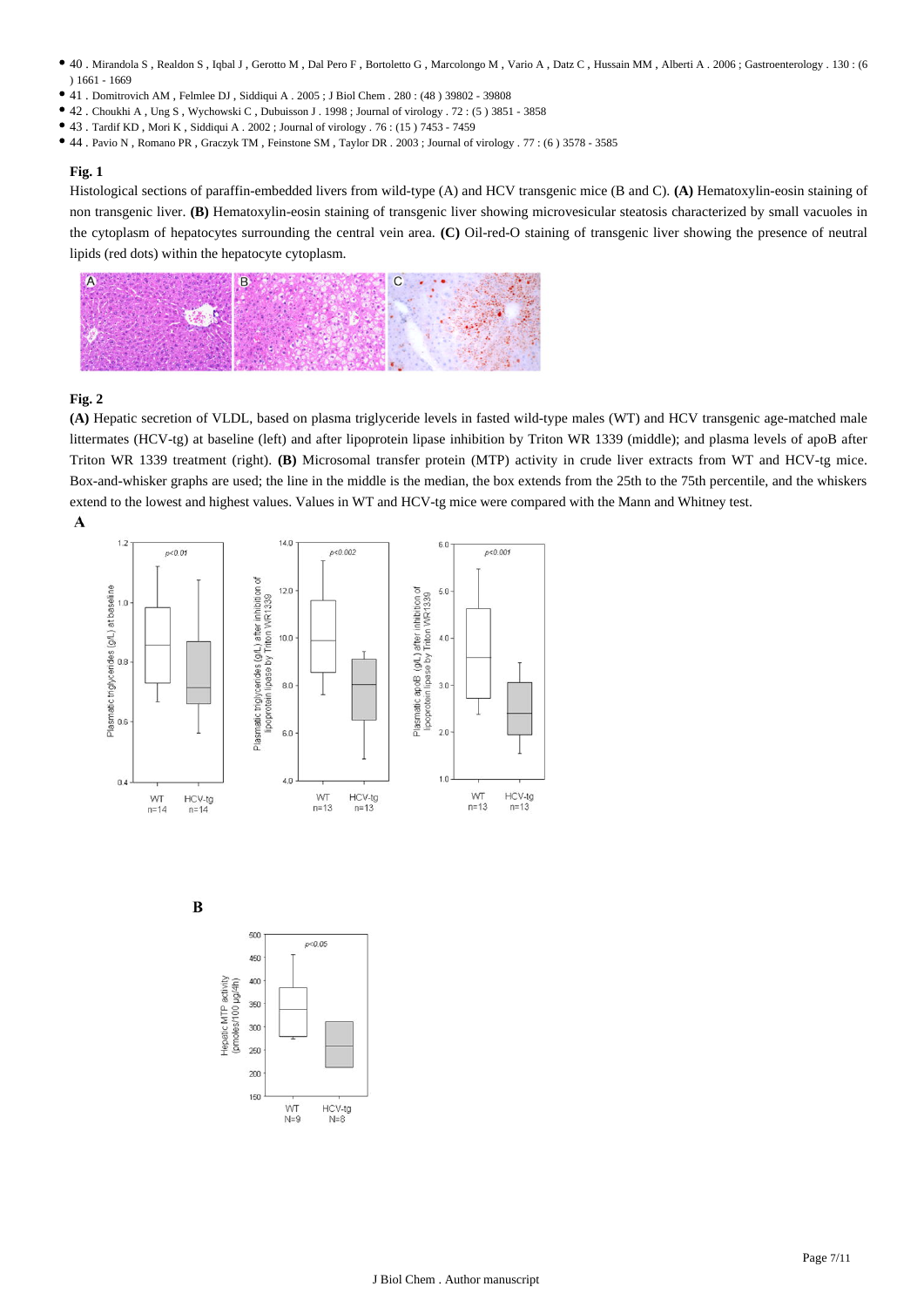- 40 . Mirandola S , Realdon S , Iqbal J , Gerotto M , Dal Pero F , Bortoletto G , Marcolongo M , Vario A , Datz C , Hussain MM , Alberti A . 2006 ; Gastroenterology . 130 : (6 ) 1661 - 1669
- 41 . Domitrovich AM , Felmlee DJ , Siddiqui A . 2005 ; J Biol Chem . 280 : (48 ) 39802 - 39808
- 42 . Choukhi A , Ung S , Wychowski C , Dubuisson J . 1998 ; Journal of virology . 72 : (5 ) 3851 - 3858
- 43 . Tardif KD , Mori K , Siddiqui A . 2002 ; Journal of virology . 76 : (15 ) 7453 - 7459
- 44 . Pavio N , Romano PR , Graczyk TM , Feinstone SM , Taylor DR . 2003 ; Journal of virology . 77 : (6 ) 3578 - 3585

**Fig. 1**

Histological sections of paraffin-embedded livers from wild-type (A) and HCV transgenic mice (B and C). **(A)** Hematoxylin-eosin staining of non transgenic liver. **(B)** Hematoxylin-eosin staining of transgenic liver showing microvesicular steatosis characterized by small vacuoles in the cytoplasm of hepatocytes surrounding the central vein area. **(C)** Oil-red-O staining of transgenic liver showing the presence of neutral lipids (red dots) within the hepatocyte cytoplasm.

**Fig. 2**

**(A)** Hepatic secretion of VLDL, based on plasma triglyceride levels in fasted wild-type males (WT) and HCV transgenic age-matched male littermates (HCV-tg) at baseline (left) and after lipoprotein lipase inhibition by Triton WR 1339 (middle); and plasma levels of apoB after Triton WR 1339 treatment (right). **(B)** Microsomal transfer protein (MTP) activity in crude liver extracts from WT and HCV-tg mice. Box-and-whisker graphs are used; the line in the middle is the median, the box extends from the 25th to the 75th percentile, and the whiskers extend to the lowest and highest values. Values in WT and HCV-tg mice were compared with the Mann and Whitney test.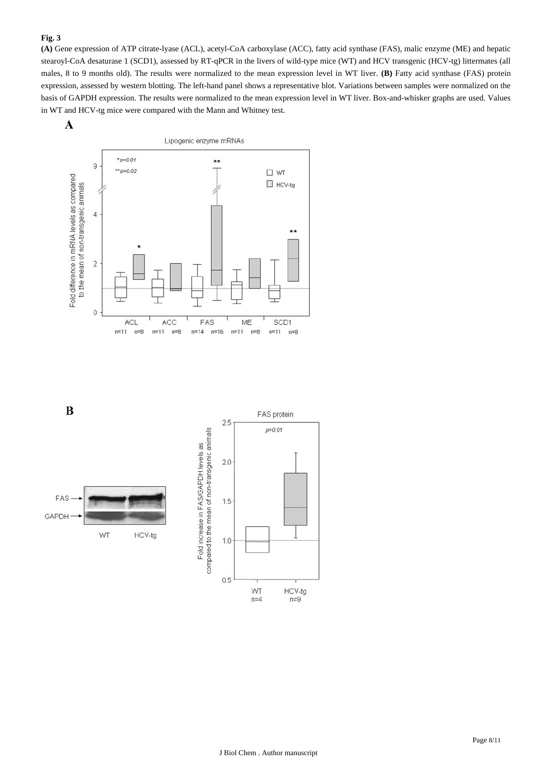**Fig. 3**

**(A)** Gene expression of ATP citrate-lyase (ACL), acetyl-CoA carboxylase (ACC), fatty acid synthase (FAS), malic enzyme (ME) and hepatic stearoyl-CoA desaturase 1 (SCD1), assessed by RT-qPCR in the livers of wild-type mice (WT) and HCV transgenic (HCV-tg) littermates (all males, 8 to 9 months old). The results were normalized to the mean expression level in WT liver. **(B)** Fatty acid synthase (FAS) protein expression, assessed by western blotting. The left-hand panel shows a representative blot. Variations between samples were normalized on the basis of GAPDH expression. The results were normalized to the mean expression level in WT liver. Box-and-whisker graphs are used. Values in WT and HCV-tg mice were compared with the Mann and Whitney test.

**A**

**B**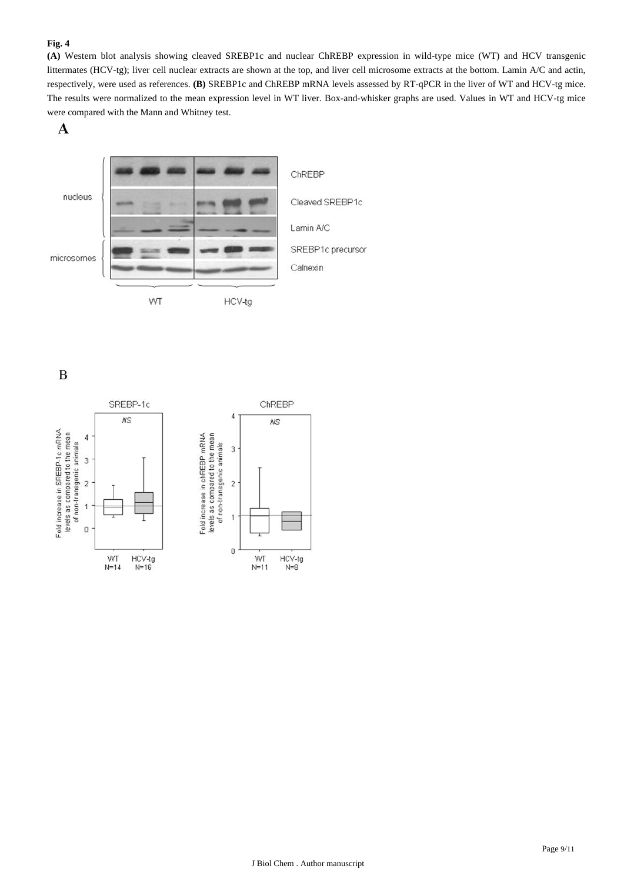**Fig. 4**

**(A)** Western blot analysis showing cleaved SREBP1c and nuclear ChREBP expression in wild-type mice (WT) and HCV transgenic littermates (HCV-tg); liver cell nuclear extracts are shown at the top, and liver cell microsome extracts at the bottom. Lamin A/C and actin, respectively, were used as references. **(B)** SREBP1c and ChREBP mRNA levels assessed by RT-qPCR in the liver of WT and HCV-tg mice. The results were normalized to the mean expression level in WT liver. Box-and-whisker graphs are used. Values in WT and HCV-tg mice were compared with the Mann and Whitney test.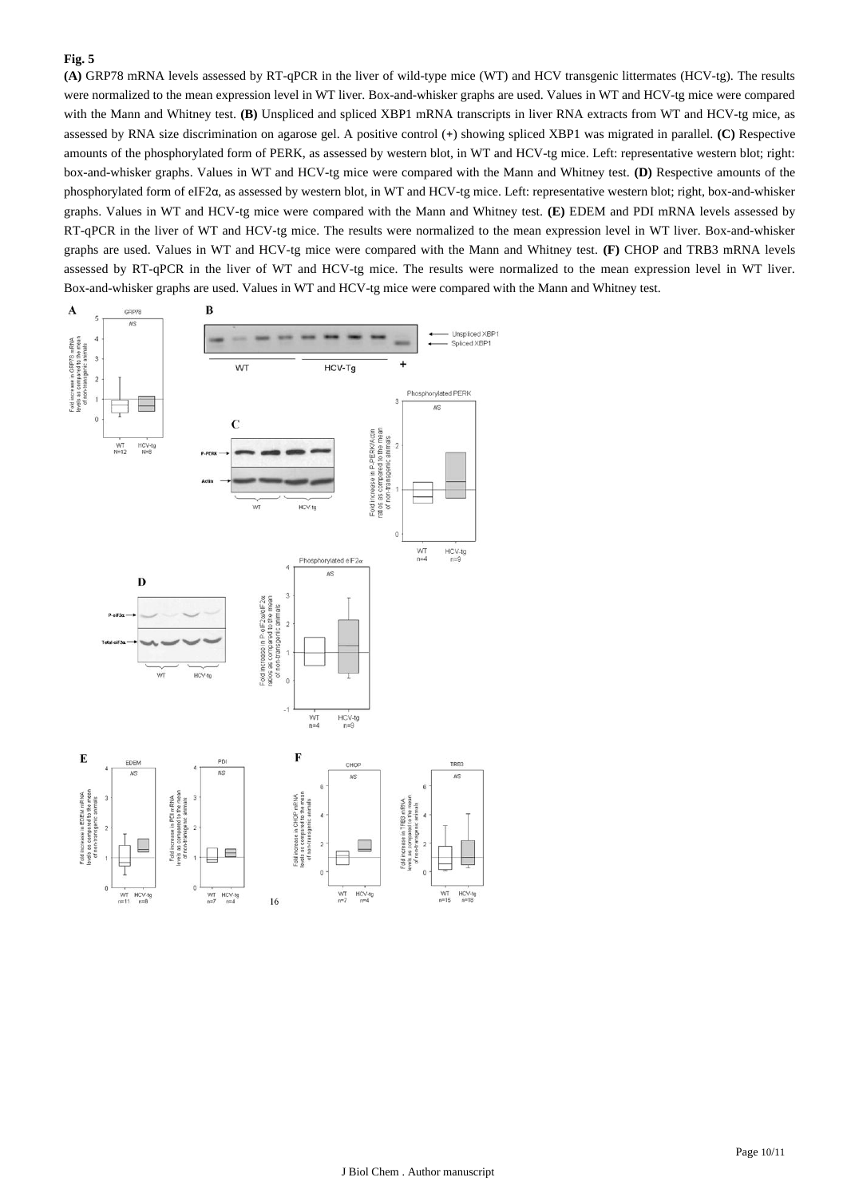**Fig. 5**

**(A)** GRP78 mRNA levels assessed by RT-qPCR in the liver of wild-type mice (WT) and HCV transgenic littermates (HCV-tg). The results were normalized to the mean expression level in WT liver. Box-and-whisker graphs are used. Values in WT and HCV-tg mice were compared with the Mann and Whitney test. **(B)** Unspliced and spliced XBP1 mRNA transcripts in liver RNA extracts from WT and HCV-tg mice, as assessed by RNA size discrimination on agarose gel. A positive control (+) showing spliced XBP1 was migrated in parallel. **(C)** Respective amounts of the phosphorylated form of PERK, as assessed by western blot, in WT and HCV-tg mice. Left: representative western blot; right: box-and-whisker graphs. Values in WT and HCV-tg mice were compared with the Mann and Whitney test. **(D)** Respective amounts of the phosphorylated form of eIF2α, as assessed by western blot, in WT and HCV-tg mice. Left: representative western blot; right, box-and-whisker graphs. Values in WT and HCV-tg mice were compared with the Mann and Whitney test. **(E)** EDEM and PDI mRNA levels assessed by RT-qPCR in the liver of WT and HCV-tg mice. The results were normalized to the mean expression level in WT liver. Box-and-whisker graphs are used. Values in WT and HCV-tg mice were compared with the Mann and Whitney test. **(F)** CHOP and TRB3 mRNA levels assessed by RT-qPCR in the liver of WT and HCV-tg mice. The results were normalized to the mean expression level in WT liver. Box-and-whisker graphs are used. Values in WT and HCV-tg mice were compared with the Mann and Whitney test.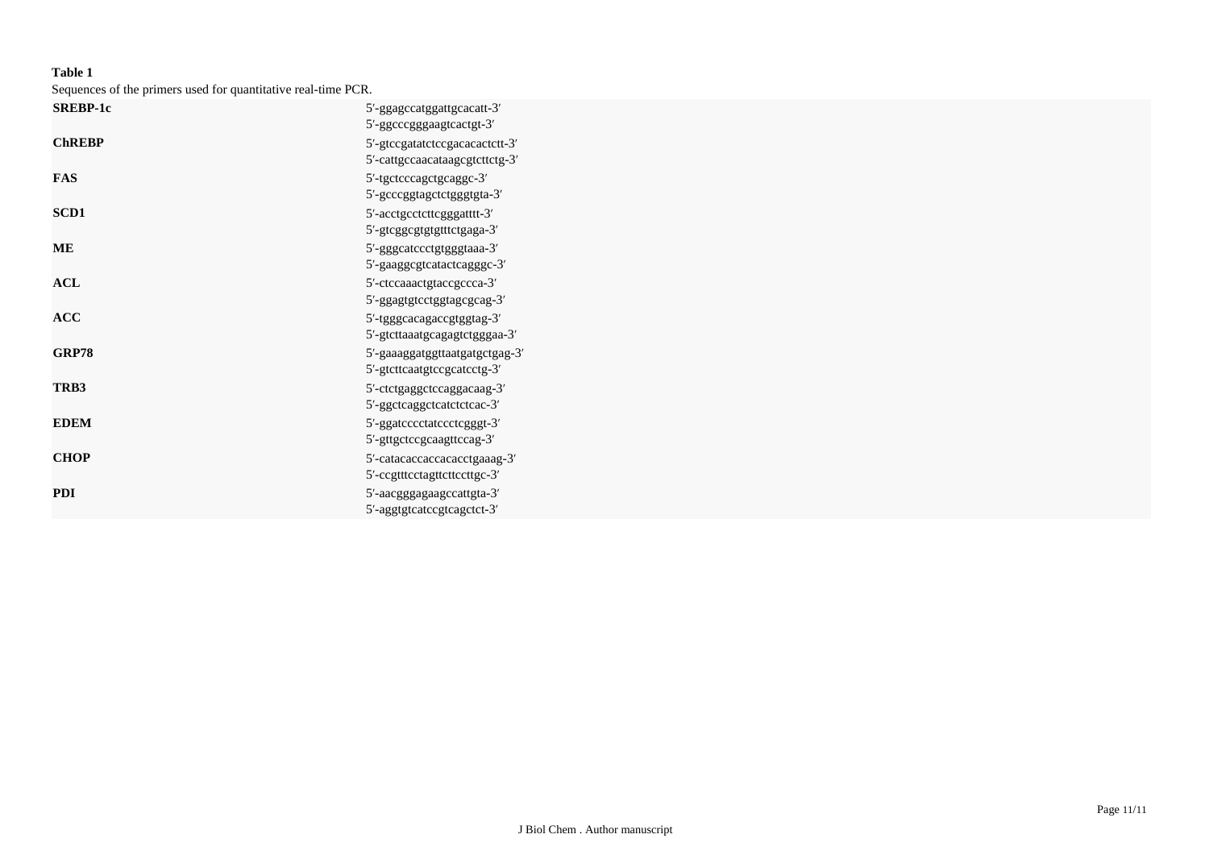**Table 1**

Sequences of the primers used for quantitative real-time PCR.

| | |
|---|---|
| **SREBP-1c** | 5′-ggagccatggattgcacatt-3′<br>5′-ggcccgggaagtcactgt-3′ |
| **ChREBP** | 5′-gtccgatatctccgacacactctt-3′<br>5′-cattgccaacataagcgtcttctg-3′ |
| **FAS** | 5′-tgctcccagctgcaggc-3′<br>5′-gcccggtagctctgggtgta-3′ |
| **SCD1** | 5′-acctgcctcttcgggatttt-3′<br>5′-gtcggcgtgtgtttctgaga-3′ |
| **ME** | 5′-gggcatccctgtgggtaaa-3′<br>5′-gaaggcgtcatactcagggc-3′ |
| **ACL** | 5′-ctccaaactgtaccgccca-3′<br>5′-ggagtgtcctggtagcgcag-3′ |
| **ACC** | 5′-tgggcacagaccgtggtag-3′<br>5′-gtcttaaatgcagagtctgggaa-3′ |
| **GRP78** | 5′-gaaaggatggttaatgatgctgag-3′<br>5′-gtcttcaatgtccgcatcctg-3′ |
| **TRB3** | 5′-ctctgaggctccaggacaag-3′<br>5′-ggctcaggctcatctctcac-3′ |
| **EDEM** | 5′-ggatcccctatccctcgggt-3′<br>5′-gttgctccgcaagttccag-3′ |
| **CHOP** | 5′-catacaccaccacacctgaaag-3′<br>5′-ccgtttcctagttcttccttgc-3′ |
| **PDI** | 5′-aacgggagaagccattgta-3′<br>5′-aggtgtcatccgtcagctct-3′ |